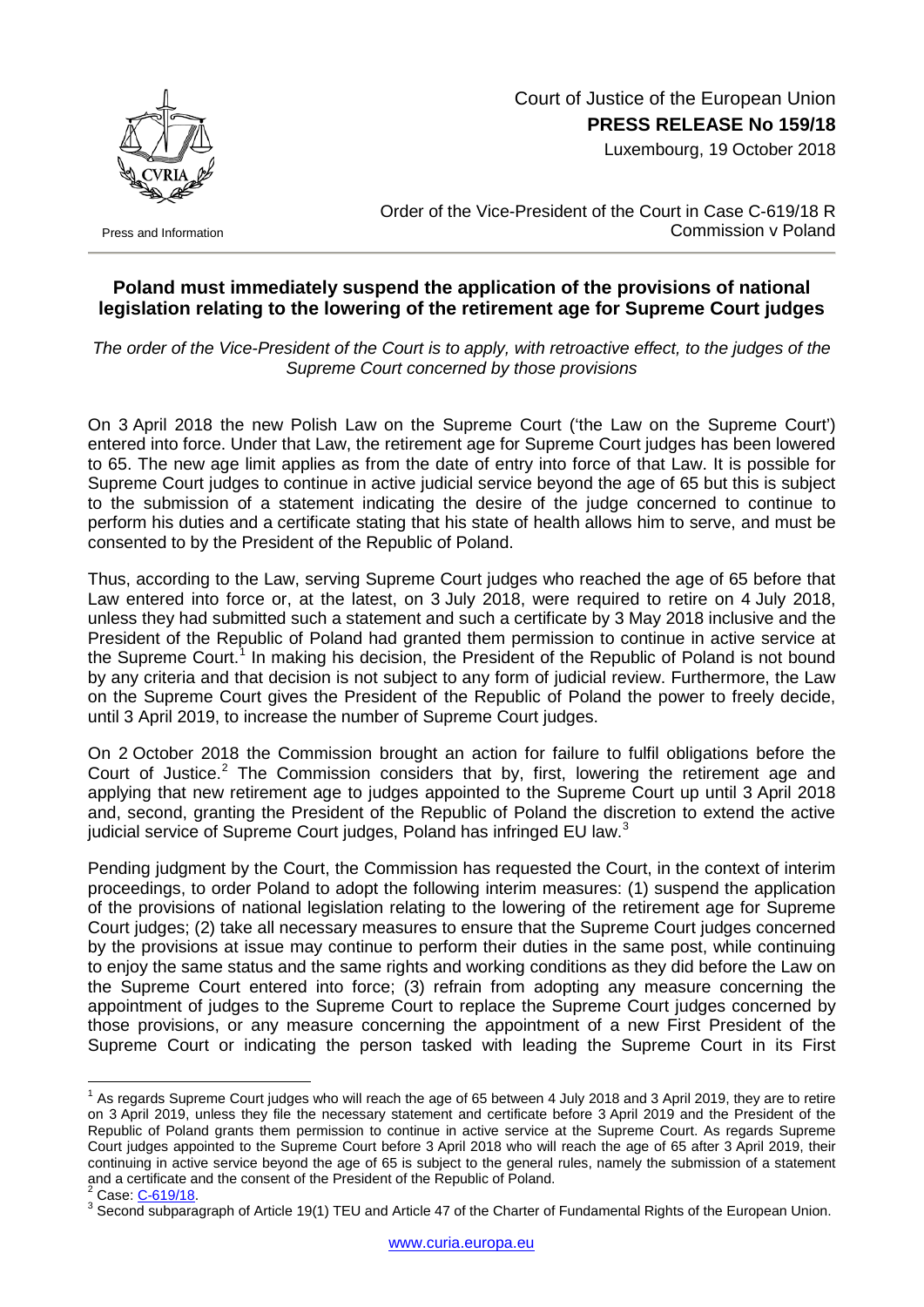Court of Justice of the European Union
**PRESS RELEASE No 159/18**
Luxembourg, 19 October 2018

Press and Information

Order of the Vice-President of the Court in Case C-619/18 R
Commission v Poland

## Poland must immediately suspend the application of the provisions of national legislation relating to the lowering of the retirement age for Supreme Court judges

*The order of the Vice-President of the Court is to apply, with retroactive effect, to the judges of the Supreme Court concerned by those provisions*

On 3 April 2018 the new Polish Law on the Supreme Court ('the Law on the Supreme Court') entered into force. Under that Law, the retirement age for Supreme Court judges has been lowered to 65. The new age limit applies as from the date of entry into force of that Law. It is possible for Supreme Court judges to continue in active judicial service beyond the age of 65 but this is subject to the submission of a statement indicating the desire of the judge concerned to continue to perform his duties and a certificate stating that his state of health allows him to serve, and must be consented to by the President of the Republic of Poland.

Thus, according to the Law, serving Supreme Court judges who reached the age of 65 before that Law entered into force or, at the latest, on 3 July 2018, were required to retire on 4 July 2018, unless they had submitted such a statement and such a certificate by 3 May 2018 inclusive and the President of the Republic of Poland had granted them permission to continue in active service at the Supreme Court.[1] In making his decision, the President of the Republic of Poland is not bound by any criteria and that decision is not subject to any form of judicial review. Furthermore, the Law on the Supreme Court gives the President of the Republic of Poland the power to freely decide, until 3 April 2019, to increase the number of Supreme Court judges.

On 2 October 2018 the Commission brought an action for failure to fulfil obligations before the Court of Justice.[2] The Commission considers that by, first, lowering the retirement age and applying that new retirement age to judges appointed to the Supreme Court up until 3 April 2018 and, second, granting the President of the Republic of Poland the discretion to extend the active judicial service of Supreme Court judges, Poland has infringed EU law.[3]

Pending judgment by the Court, the Commission has requested the Court, in the context of interim proceedings, to order Poland to adopt the following interim measures: (1) suspend the application of the provisions of national legislation relating to the lowering of the retirement age for Supreme Court judges; (2) take all necessary measures to ensure that the Supreme Court judges concerned by the provisions at issue may continue to perform their duties in the same post, while continuing to enjoy the same status and the same rights and working conditions as they did before the Law on the Supreme Court entered into force; (3) refrain from adopting any measure concerning the appointment of judges to the Supreme Court to replace the Supreme Court judges concerned by those provisions, or any measure concerning the appointment of a new First President of the Supreme Court or indicating the person tasked with leading the Supreme Court in its First

---

[1] As regards Supreme Court judges who will reach the age of 65 between 4 July 2018 and 3 April 2019, they are to retire on 3 April 2019, unless they file the necessary statement and certificate before 3 April 2019 and the President of the Republic of Poland grants them permission to continue in active service at the Supreme Court. As regards Supreme Court judges appointed to the Supreme Court before 3 April 2018 who will reach the age of 65 after 3 April 2019, their continuing in active service beyond the age of 65 is subject to the general rules, namely the submission of a statement and a certificate and the consent of the President of the Republic of Poland.

[2] Case: C-619/18.

[3] Second subparagraph of Article 19(1) TEU and Article 47 of the Charter of Fundamental Rights of the European Union.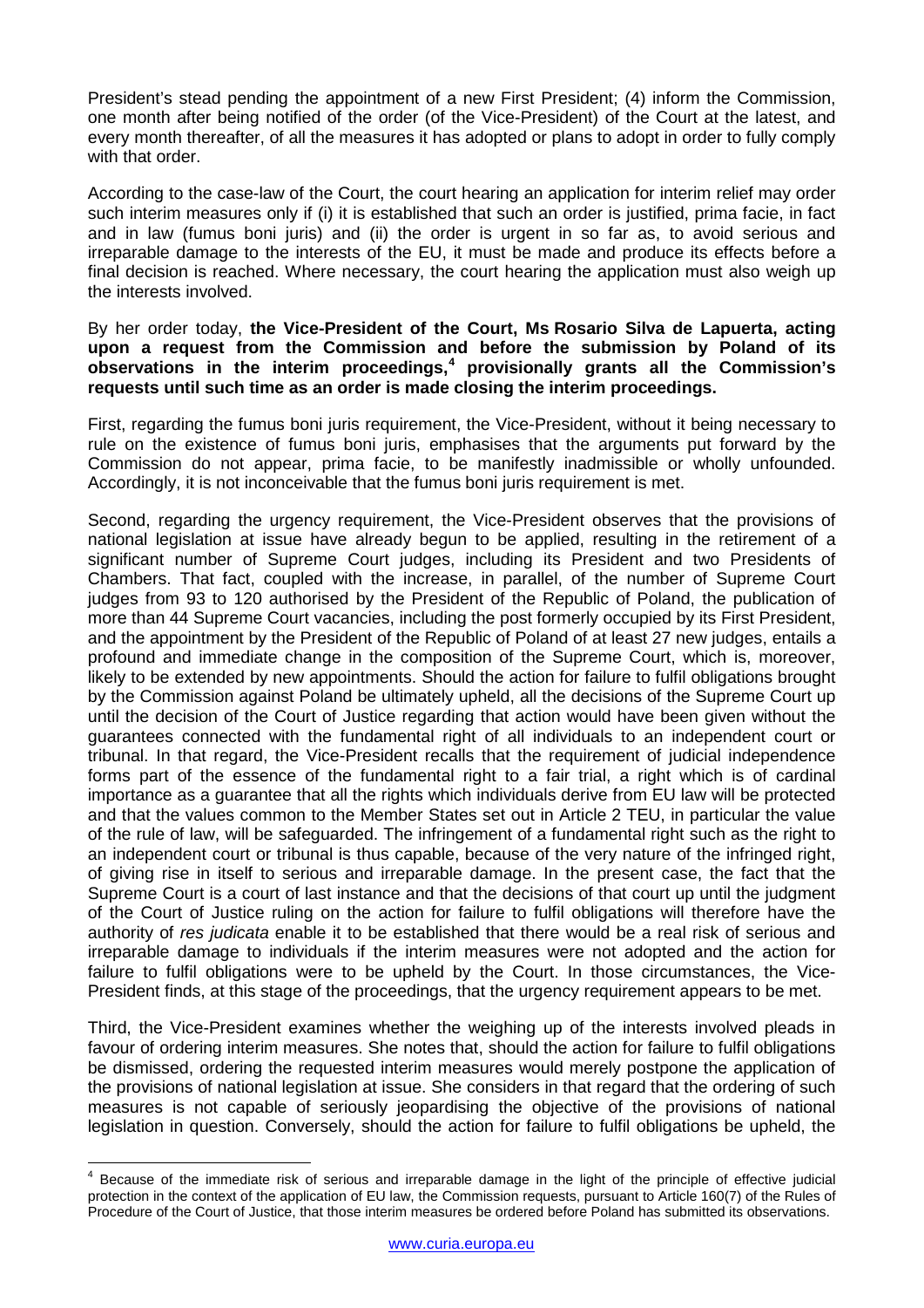President's stead pending the appointment of a new First President; (4) inform the Commission, one month after being notified of the order (of the Vice-President) of the Court at the latest, and every month thereafter, of all the measures it has adopted or plans to adopt in order to fully comply with that order.

According to the case-law of the Court, the court hearing an application for interim relief may order such interim measures only if (i) it is established that such an order is justified, prima facie, in fact and in law (fumus boni juris) and (ii) the order is urgent in so far as, to avoid serious and irreparable damage to the interests of the EU, it must be made and produce its effects before a final decision is reached. Where necessary, the court hearing the application must also weigh up the interests involved.

By her order today, **the Vice-President of the Court, Ms Rosario Silva de Lapuerta, acting upon a request from the Commission and before the submission by Poland of its observations in the interim proceedings,[4] provisionally grants all the Commission's requests until such time as an order is made closing the interim proceedings.**

First, regarding the fumus boni juris requirement, the Vice-President, without it being necessary to rule on the existence of fumus boni juris, emphasises that the arguments put forward by the Commission do not appear, prima facie, to be manifestly inadmissible or wholly unfounded. Accordingly, it is not inconceivable that the fumus boni juris requirement is met.

Second, regarding the urgency requirement, the Vice-President observes that the provisions of national legislation at issue have already begun to be applied, resulting in the retirement of a significant number of Supreme Court judges, including its President and two Presidents of Chambers. That fact, coupled with the increase, in parallel, of the number of Supreme Court judges from 93 to 120 authorised by the President of the Republic of Poland, the publication of more than 44 Supreme Court vacancies, including the post formerly occupied by its First President, and the appointment by the President of the Republic of Poland of at least 27 new judges, entails a profound and immediate change in the composition of the Supreme Court, which is, moreover, likely to be extended by new appointments. Should the action for failure to fulfil obligations brought by the Commission against Poland be ultimately upheld, all the decisions of the Supreme Court up until the decision of the Court of Justice regarding that action would have been given without the guarantees connected with the fundamental right of all individuals to an independent court or tribunal. In that regard, the Vice-President recalls that the requirement of judicial independence forms part of the essence of the fundamental right to a fair trial, a right which is of cardinal importance as a guarantee that all the rights which individuals derive from EU law will be protected and that the values common to the Member States set out in Article 2 TEU, in particular the value of the rule of law, will be safeguarded. The infringement of a fundamental right such as the right to an independent court or tribunal is thus capable, because of the very nature of the infringed right, of giving rise in itself to serious and irreparable damage. In the present case, the fact that the Supreme Court is a court of last instance and that the decisions of that court up until the judgment of the Court of Justice ruling on the action for failure to fulfil obligations will therefore have the authority of *res judicata* enable it to be established that there would be a real risk of serious and irreparable damage to individuals if the interim measures were not adopted and the action for failure to fulfil obligations were to be upheld by the Court. In those circumstances, the Vice-President finds, at this stage of the proceedings, that the urgency requirement appears to be met.

Third, the Vice-President examines whether the weighing up of the interests involved pleads in favour of ordering interim measures. She notes that, should the action for failure to fulfil obligations be dismissed, ordering the requested interim measures would merely postpone the application of the provisions of national legislation at issue. She considers in that regard that the ordering of such measures is not capable of seriously jeopardising the objective of the provisions of national legislation in question. Conversely, should the action for failure to fulfil obligations be upheld, the

[4] Because of the immediate risk of serious and irreparable damage in the light of the principle of effective judicial protection in the context of the application of EU law, the Commission requests, pursuant to Article 160(7) of the Rules of Procedure of the Court of Justice, that those interim measures be ordered before Poland has submitted its observations.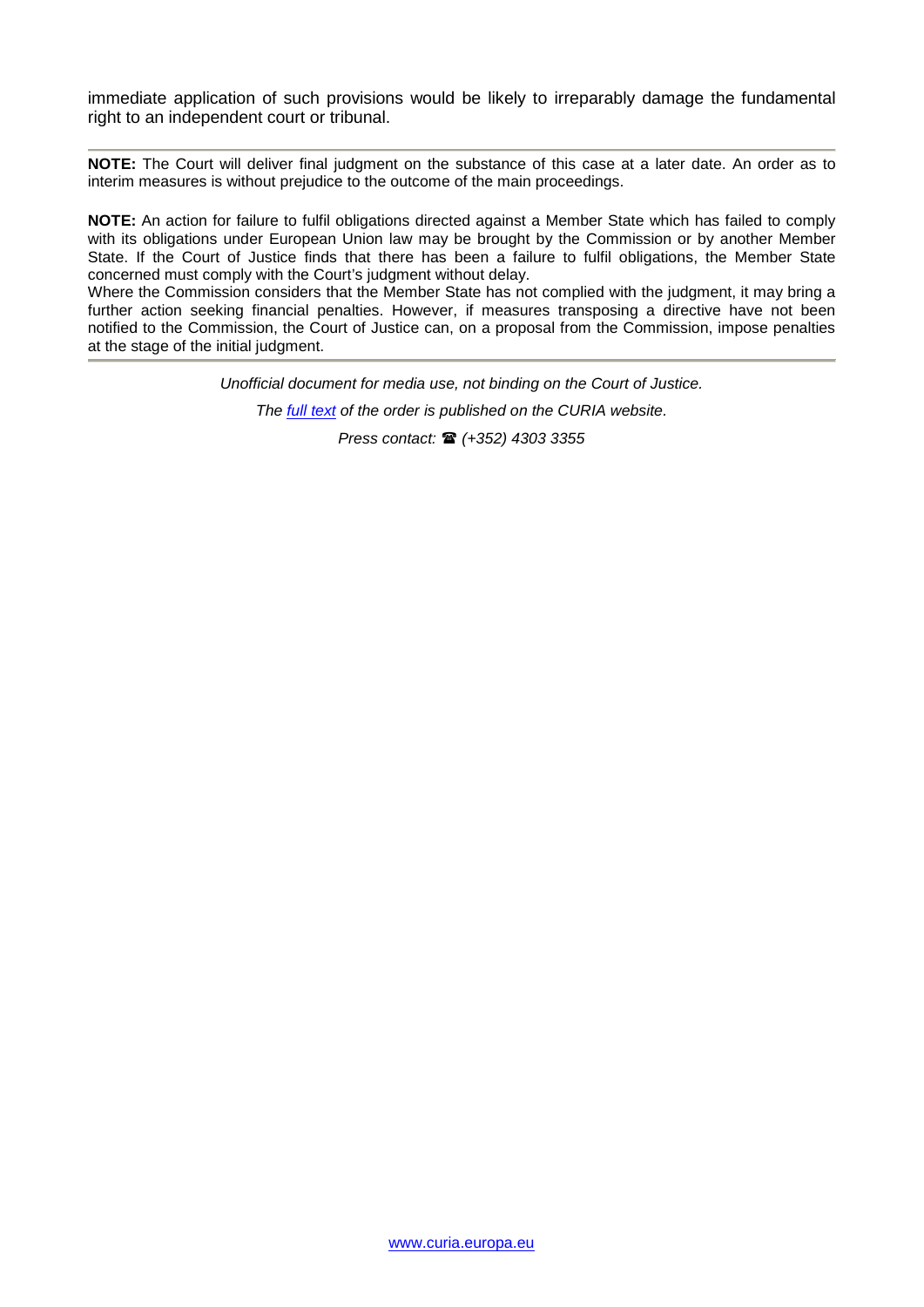immediate application of such provisions would be likely to irreparably damage the fundamental right to an independent court or tribunal.

---

**NOTE:** The Court will deliver final judgment on the substance of this case at a later date. An order as to interim measures is without prejudice to the outcome of the main proceedings.

**NOTE:** An action for failure to fulfil obligations directed against a Member State which has failed to comply with its obligations under European Union law may be brought by the Commission or by another Member State. If the Court of Justice finds that there has been a failure to fulfil obligations, the Member State concerned must comply with the Court's judgment without delay.
Where the Commission considers that the Member State has not complied with the judgment, it may bring a further action seeking financial penalties. However, if measures transposing a directive have not been notified to the Commission, the Court of Justice can, on a proposal from the Commission, impose penalties at the stage of the initial judgment.

---

*Unofficial document for media use, not binding on the Court of Justice.*

*The full text of the order is published on the CURIA website.*

*Press contact: ☎ (+352) 4303 3355*

www.curia.europa.eu